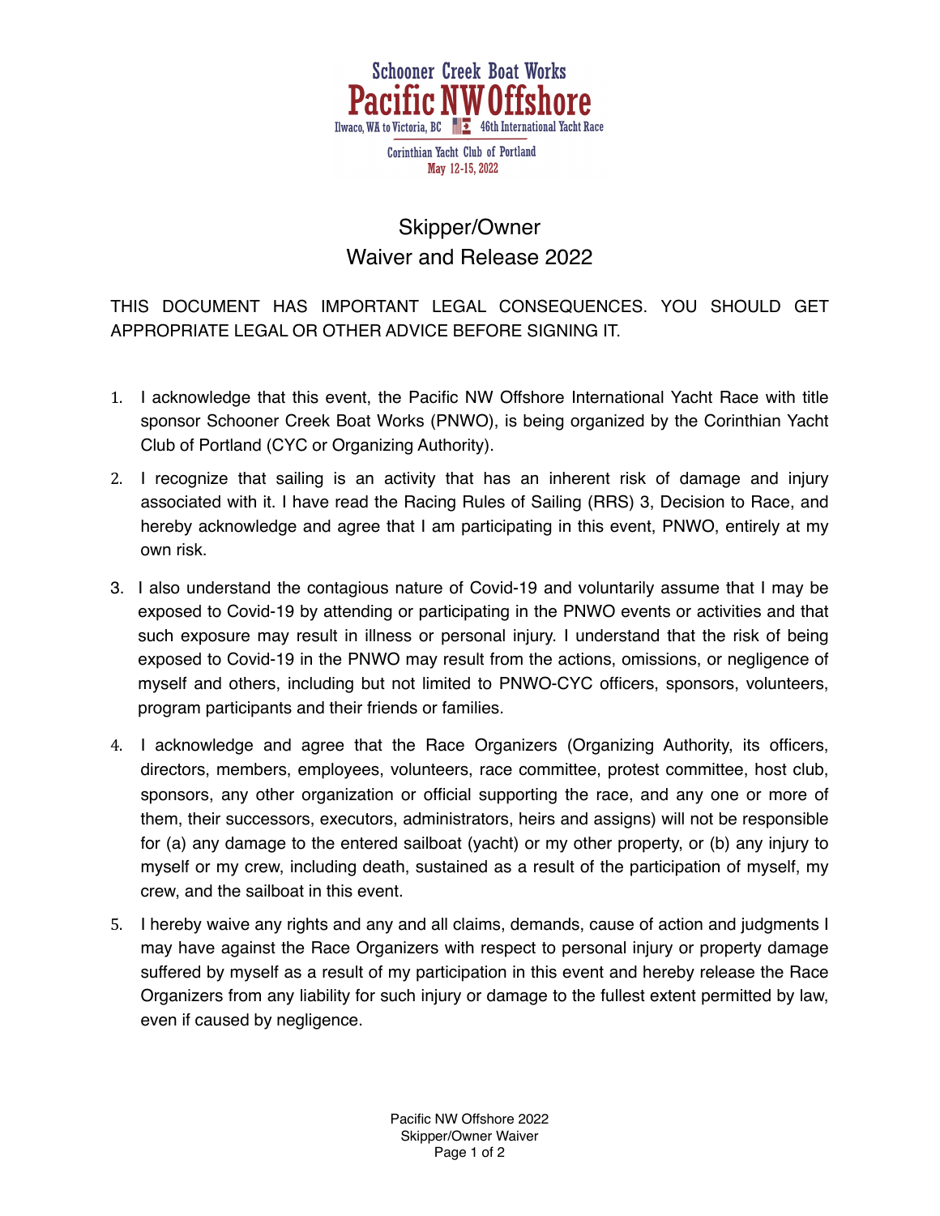Schooner Creek Boat Works

Pacific NW Offshore

Ilwaco, WA to Victoria, BC 46th International Yacht Race

Corinthian Yacht Club of Portland

May 12-15, 2022

# Skipper/Owner Waiver and Release 2022

THIS DOCUMENT HAS IMPORTANT LEGAL CONSEQUENCES. YOU SHOULD GET APPROPRIATE LEGAL OR OTHER ADVICE BEFORE SIGNING IT.

1. I acknowledge that this event, the Pacific NW Offshore International Yacht Race with title sponsor Schooner Creek Boat Works (PNWO), is being organized by the Corinthian Yacht Club of Portland (CYC or Organizing Authority).
2. I recognize that sailing is an activity that has an inherent risk of damage and injury associated with it. I have read the Racing Rules of Sailing (RRS) 3, Decision to Race, and hereby acknowledge and agree that I am participating in this event, PNWO, entirely at my own risk.
3. I also understand the contagious nature of Covid-19 and voluntarily assume that I may be exposed to Covid-19 by attending or participating in the PNWO events or activities and that such exposure may result in illness or personal injury. I understand that the risk of being exposed to Covid-19 in the PNWO may result from the actions, omissions, or negligence of myself and others, including but not limited to PNWO-CYC officers, sponsors, volunteers, program participants and their friends or families.
4. I acknowledge and agree that the Race Organizers (Organizing Authority, its officers, directors, members, employees, volunteers, race committee, protest committee, host club, sponsors, any other organization or official supporting the race, and any one or more of them, their successors, executors, administrators, heirs and assigns) will not be responsible for (a) any damage to the entered sailboat (yacht) or my other property, or (b) any injury to myself or my crew, including death, sustained as a result of the participation of myself, my crew, and the sailboat in this event.
5. I hereby waive any rights and any and all claims, demands, cause of action and judgments I may have against the Race Organizers with respect to personal injury or property damage suffered by myself as a result of my participation in this event and hereby release the Race Organizers from any liability for such injury or damage to the fullest extent permitted by law, even if caused by negligence.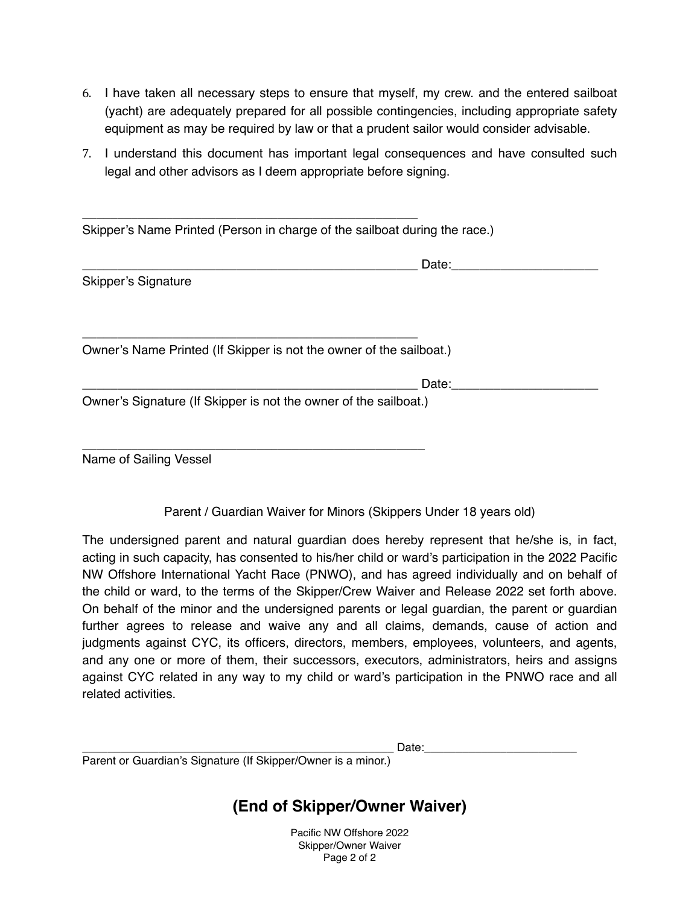6. I have taken all necessary steps to ensure that myself, my crew. and the entered sailboat (yacht) are adequately prepared for all possible contingencies, including appropriate safety equipment as may be required by law or that a prudent sailor would consider advisable.
7. I understand this document has important legal consequences and have consulted such legal and other advisors as I deem appropriate before signing.

______________________________________________
Skipper's Name Printed (Person in charge of the sailboat during the race.)

______________________________________________ Date:____________________
Skipper's Signature

______________________________________________
Owner's Name Printed (If Skipper is not the owner of the sailboat.)

______________________________________________ Date:____________________
Owner's Signature (If Skipper is not the owner of the sailboat.)

______________________________________________
Name of Sailing Vessel

Parent / Guardian Waiver for Minors (Skippers Under 18 years old)

The undersigned parent and natural guardian does hereby represent that he/she is, in fact, acting in such capacity, has consented to his/her child or ward's participation in the 2022 Pacific NW Offshore International Yacht Race (PNWO), and has agreed individually and on behalf of the child or ward, to the terms of the Skipper/Crew Waiver and Release 2022 set forth above. On behalf of the minor and the undersigned parents or legal guardian, the parent or guardian further agrees to release and waive any and all claims, demands, cause of action and judgments against CYC, its officers, directors, members, employees, volunteers, and agents, and any one or more of them, their successors, executors, administrators, heirs and assigns against CYC related in any way to my child or ward's participation in the PNWO race and all related activities.

______________________________________________ Date:____________________
Parent or Guardian's Signature (If Skipper/Owner is a minor.)

## (End of Skipper/Owner Waiver)

Pacific NW Offshore 2022
Skipper/Owner Waiver